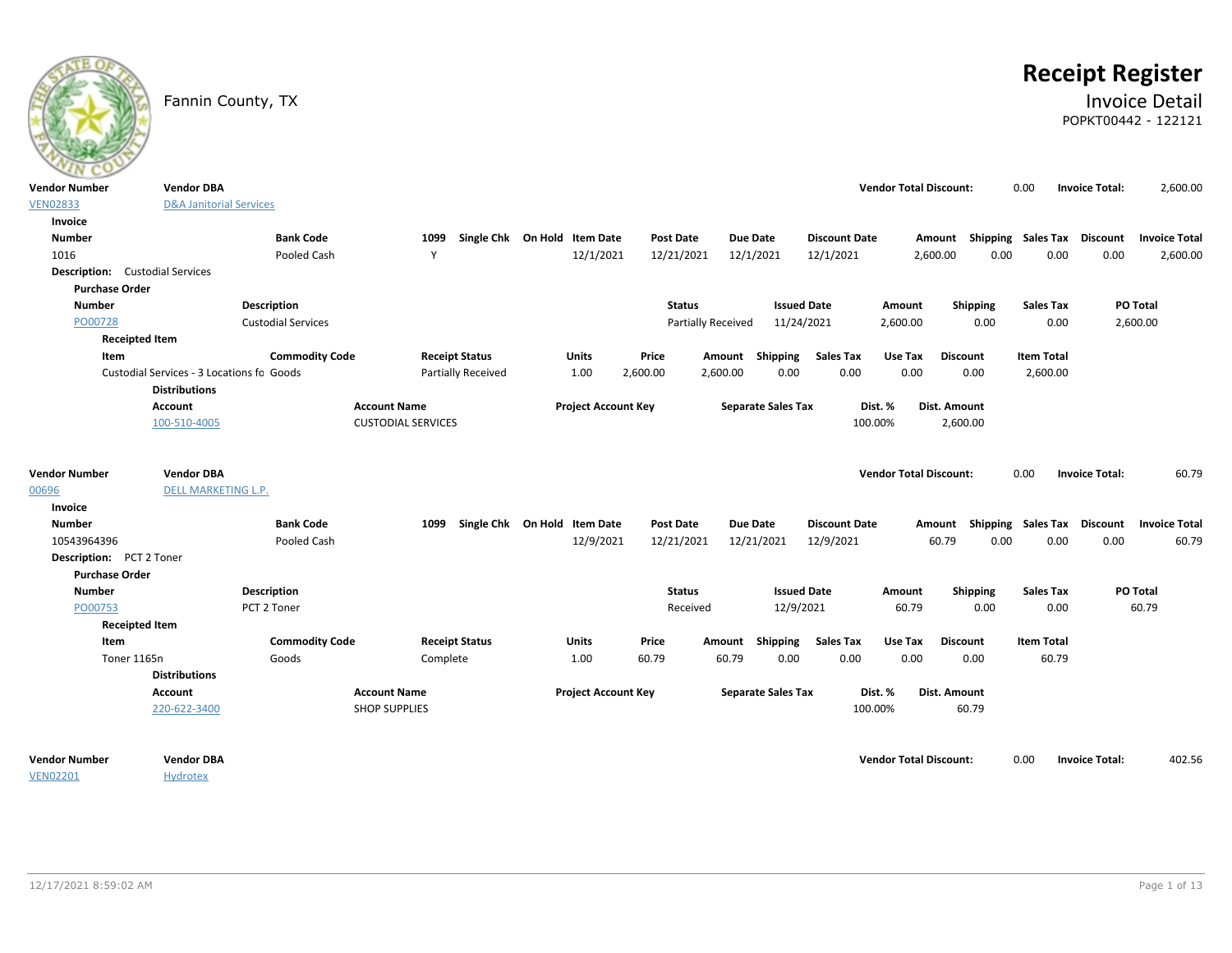# Receipt Register

Fannin County, TX

## Invoice Detail

POPKT00442 - 122121

| Vendor Number | Vendor DBA | Vendor Total Discount: | Invoice Total: |
|---|---|---|---|
| VEN02833 | D&A Janitorial Services | 0.00 | 2,600.00 |

**Invoice**

| Number | Bank Code | 1099 | Single Chk | On Hold | Item Date | Post Date | Due Date | Discount Date | Amount | Shipping | Sales Tax | Discount | Invoice Total |
|---|---|---|---|---|---|---|---|---|---|---|---|---|---|
| 1016 | Pooled Cash | Y | | | 12/1/2021 | 12/21/2021 | 12/1/2021 | 12/1/2021 | 2,600.00 | 0.00 | 0.00 | 0.00 | 2,600.00 |

**Description:** Custodial Services

**Purchase Order**

| Number | Description | Status | Issued Date | Amount | Shipping | Sales Tax | PO Total |
|---|---|---|---|---|---|---|---|
| PO00728 | Custodial Services | Partially Received | 11/24/2021 | 2,600.00 | 0.00 | 0.00 | 2,600.00 |

**Receipted Item**

| Item | Commodity Code | Receipt Status | Units | Price | Amount | Shipping | Sales Tax | Use Tax | Discount | Item Total |
|---|---|---|---|---|---|---|---|---|---|---|
| Custodial Services - 3 Locations fo | Goods | Partially Received | 1.00 | 2,600.00 | 2,600.00 | 0.00 | 0.00 | 0.00 | 0.00 | 2,600.00 |

**Distributions**

| Account | Account Name | Project Account Key | Separate Sales Tax | Dist. % | Dist. Amount |
|---|---|---|---|---|---|
| 100-510-4005 | CUSTODIAL SERVICES | | | 100.00% | 2,600.00 |

| Vendor Number | Vendor DBA | Vendor Total Discount: | Invoice Total: |
|---|---|---|---|
| 00696 | DELL MARKETING L.P. | 0.00 | 60.79 |

**Invoice**

| Number | Bank Code | 1099 | Single Chk | On Hold | Item Date | Post Date | Due Date | Discount Date | Amount | Shipping | Sales Tax | Discount | Invoice Total |
|---|---|---|---|---|---|---|---|---|---|---|---|---|---|
| 10543964396 | Pooled Cash | | | | 12/9/2021 | 12/21/2021 | 12/21/2021 | 12/9/2021 | 60.79 | 0.00 | 0.00 | 0.00 | 60.79 |

**Description:** PCT 2 Toner

**Purchase Order**

| Number | Description | Status | Issued Date | Amount | Shipping | Sales Tax | PO Total |
|---|---|---|---|---|---|---|---|
| PO00753 | PCT 2 Toner | Received | 12/9/2021 | 60.79 | 0.00 | 0.00 | 60.79 |

**Receipted Item**

| Item | Commodity Code | Receipt Status | Units | Price | Amount | Shipping | Sales Tax | Use Tax | Discount | Item Total |
|---|---|---|---|---|---|---|---|---|---|---|
| Toner 1165n | Goods | Complete | 1.00 | 60.79 | 60.79 | 0.00 | 0.00 | 0.00 | 0.00 | 60.79 |

**Distributions**

| Account | Account Name | Project Account Key | Separate Sales Tax | Dist. % | Dist. Amount |
|---|---|---|---|---|---|
| 220-622-3400 | SHOP SUPPLIES | | | 100.00% | 60.79 |

| Vendor Number | Vendor DBA | Vendor Total Discount: | Invoice Total: |
|---|---|---|---|
| VEN02201 | Hydrotex | 0.00 | 402.56 |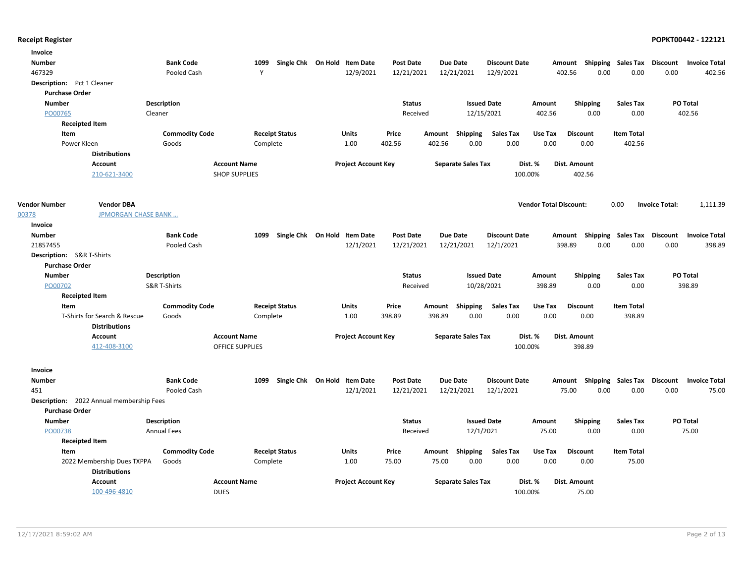**Receipt Register** **POPKT00442 - 122121**

**Invoice**

| Number | Bank Code | 1099 | Single Chk | On Hold | Item Date | Post Date | Due Date | Discount Date | Amount | Shipping | Sales Tax | Discount | Invoice Total |
|---|---|---|---|---|---|---|---|---|---|---|---|---|---|
| 467329 | Pooled Cash | Y | | | 12/9/2021 | 12/21/2021 | 12/21/2021 | 12/9/2021 | 402.56 | 0.00 | 0.00 | 0.00 | 402.56 |

**Description:** Pct 1 Cleaner

**Purchase Order**

| Number | Description | Status | Issued Date | Amount | Shipping | Sales Tax | PO Total |
|---|---|---|---|---|---|---|---|
| PO00765 | Cleaner | Received | 12/15/2021 | 402.56 | 0.00 | 0.00 | 402.56 |

**Receipted Item**

| Item | Commodity Code | Receipt Status | Units | Price | Amount | Shipping | Sales Tax | Use Tax | Discount | Item Total |
|---|---|---|---|---|---|---|---|---|---|---|
| Power Kleen | Goods | Complete | 1.00 | 402.56 | 402.56 | 0.00 | 0.00 | 0.00 | 0.00 | 402.56 |

**Distributions**

| Account | Account Name | Project Account Key | Separate Sales Tax | Dist. % | Dist. Amount |
|---|---|---|---|---|---|
| 210-621-3400 | SHOP SUPPLIES | | | 100.00% | 402.56 |

| Vendor Number | Vendor DBA | Vendor Total Discount: | 0.00 | Invoice Total: | 1,111.39 |
|---|---|---|---|---|---|
| 00378 | JPMORGAN CHASE BANK ... | | | | |

**Invoice**

| Number | Bank Code | 1099 | Single Chk | On Hold | Item Date | Post Date | Due Date | Discount Date | Amount | Shipping | Sales Tax | Discount | Invoice Total |
|---|---|---|---|---|---|---|---|---|---|---|---|---|---|
| 21857455 | Pooled Cash | | | | 12/1/2021 | 12/21/2021 | 12/21/2021 | 12/1/2021 | 398.89 | 0.00 | 0.00 | 0.00 | 398.89 |

**Description:** S&R T-Shirts

**Purchase Order**

| Number | Description | Status | Issued Date | Amount | Shipping | Sales Tax | PO Total |
|---|---|---|---|---|---|---|---|
| PO00702 | S&R T-Shirts | Received | 10/28/2021 | 398.89 | 0.00 | 0.00 | 398.89 |

**Receipted Item**

| Item | Commodity Code | Receipt Status | Units | Price | Amount | Shipping | Sales Tax | Use Tax | Discount | Item Total |
|---|---|---|---|---|---|---|---|---|---|---|
| T-Shirts for Search & Rescue | Goods | Complete | 1.00 | 398.89 | 398.89 | 0.00 | 0.00 | 0.00 | 0.00 | 398.89 |

**Distributions**

| Account | Account Name | Project Account Key | Separate Sales Tax | Dist. % | Dist. Amount |
|---|---|---|---|---|---|
| 412-408-3100 | OFFICE SUPPLIES | | | 100.00% | 398.89 |

**Invoice**

| Number | Bank Code | 1099 | Single Chk | On Hold | Item Date | Post Date | Due Date | Discount Date | Amount | Shipping | Sales Tax | Discount | Invoice Total |
|---|---|---|---|---|---|---|---|---|---|---|---|---|---|
| 451 | Pooled Cash | | | | 12/1/2021 | 12/21/2021 | 12/21/2021 | 12/1/2021 | 75.00 | 0.00 | 0.00 | 0.00 | 75.00 |

**Description:** 2022 Annual membership Fees

**Purchase Order**

| Number | Description | Status | Issued Date | Amount | Shipping | Sales Tax | PO Total |
|---|---|---|---|---|---|---|---|
| PO00738 | Annual Fees | Received | 12/1/2021 | 75.00 | 0.00 | 0.00 | 75.00 |

**Receipted Item**

| Item | Commodity Code | Receipt Status | Units | Price | Amount | Shipping | Sales Tax | Use Tax | Discount | Item Total |
|---|---|---|---|---|---|---|---|---|---|---|
| 2022 Membership Dues TXPPA | Goods | Complete | 1.00 | 75.00 | 75.00 | 0.00 | 0.00 | 0.00 | 0.00 | 75.00 |

**Distributions**

| Account | Account Name | Project Account Key | Separate Sales Tax | Dist. % | Dist. Amount |
|---|---|---|---|---|---|
| 100-496-4810 | DUES | | | 100.00% | 75.00 |

12/17/2021 8:59:02 AM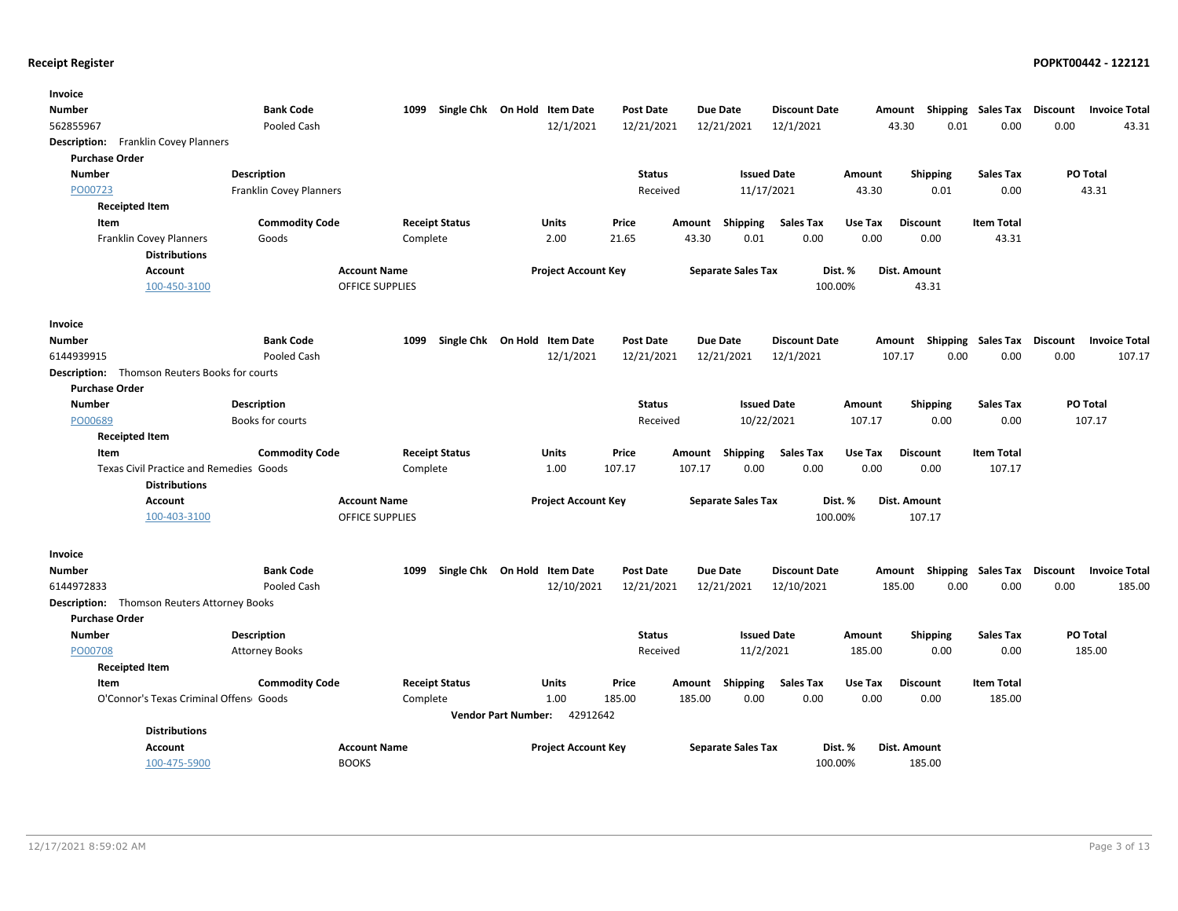**Receipt Register** **POPKT00442 - 122121**

**Invoice**

| Number | Bank Code | 1099 | Single Chk | On Hold | Item Date | Post Date | Due Date | Discount Date | Amount | Shipping | Sales Tax | Discount | Invoice Total |
|---|---|---|---|---|---|---|---|---|---|---|---|---|---|
| 562855967 | Pooled Cash | | | | 12/1/2021 | 12/21/2021 | 12/21/2021 | 12/1/2021 | 43.30 | 0.01 | 0.00 | 0.00 | 43.31 |

**Description:** Franklin Covey Planners

**Purchase Order**

| Number | Description | Status | Issued Date | Amount | Shipping | Sales Tax | PO Total |
|---|---|---|---|---|---|---|---|
| PO00723 | Franklin Covey Planners | Received | 11/17/2021 | 43.30 | 0.01 | 0.00 | 43.31 |

**Receipted Item**

| Item | Commodity Code | Receipt Status | Units | Price | Amount | Shipping | Sales Tax | Use Tax | Discount | Item Total |
|---|---|---|---|---|---|---|---|---|---|---|
| Franklin Covey Planners | Goods | Complete | 2.00 | 21.65 | 43.30 | 0.01 | 0.00 | 0.00 | 0.00 | 43.31 |

**Distributions**

| Account | Account Name | Project Account Key | Separate Sales Tax | Dist. % | Dist. Amount |
|---|---|---|---|---|---|
| 100-450-3100 | OFFICE SUPPLIES | | | 100.00% | 43.31 |

**Invoice**

| Number | Bank Code | 1099 | Single Chk | On Hold | Item Date | Post Date | Due Date | Discount Date | Amount | Shipping | Sales Tax | Discount | Invoice Total |
|---|---|---|---|---|---|---|---|---|---|---|---|---|---|
| 6144939915 | Pooled Cash | | | | 12/1/2021 | 12/21/2021 | 12/21/2021 | 12/1/2021 | 107.17 | 0.00 | 0.00 | 0.00 | 107.17 |

**Description:** Thomson Reuters Books for courts

**Purchase Order**

| Number | Description | Status | Issued Date | Amount | Shipping | Sales Tax | PO Total |
|---|---|---|---|---|---|---|---|
| PO00689 | Books for courts | Received | 10/22/2021 | 107.17 | 0.00 | 0.00 | 107.17 |

**Receipted Item**

| Item | Commodity Code | Receipt Status | Units | Price | Amount | Shipping | Sales Tax | Use Tax | Discount | Item Total |
|---|---|---|---|---|---|---|---|---|---|---|
| Texas Civil Practice and Remedies | Goods | Complete | 1.00 | 107.17 | 107.17 | 0.00 | 0.00 | 0.00 | 0.00 | 107.17 |

**Distributions**

| Account | Account Name | Project Account Key | Separate Sales Tax | Dist. % | Dist. Amount |
|---|---|---|---|---|---|
| 100-403-3100 | OFFICE SUPPLIES | | | 100.00% | 107.17 |

**Invoice**

| Number | Bank Code | 1099 | Single Chk | On Hold | Item Date | Post Date | Due Date | Discount Date | Amount | Shipping | Sales Tax | Discount | Invoice Total |
|---|---|---|---|---|---|---|---|---|---|---|---|---|---|
| 6144972833 | Pooled Cash | | | | 12/10/2021 | 12/21/2021 | 12/21/2021 | 12/10/2021 | 185.00 | 0.00 | 0.00 | 0.00 | 185.00 |

**Description:** Thomson Reuters Attorney Books

**Purchase Order**

| Number | Description | Status | Issued Date | Amount | Shipping | Sales Tax | PO Total |
|---|---|---|---|---|---|---|---|
| PO00708 | Attorney Books | Received | 11/2/2021 | 185.00 | 0.00 | 0.00 | 185.00 |

**Receipted Item**

| Item | Commodity Code | Receipt Status | Units | Price | Amount | Shipping | Sales Tax | Use Tax | Discount | Item Total |
|---|---|---|---|---|---|---|---|---|---|---|
| O'Connor's Texas Criminal Offens | Goods | Complete | 1.00 | 185.00 | 185.00 | 0.00 | 0.00 | 0.00 | 0.00 | 185.00 |

**Vendor Part Number:** 42912642

**Distributions**

| Account | Account Name | Project Account Key | Separate Sales Tax | Dist. % | Dist. Amount |
|---|---|---|---|---|---|
| 100-475-5900 | BOOKS | | | 100.00% | 185.00 |

12/17/2021 8:59:02 AM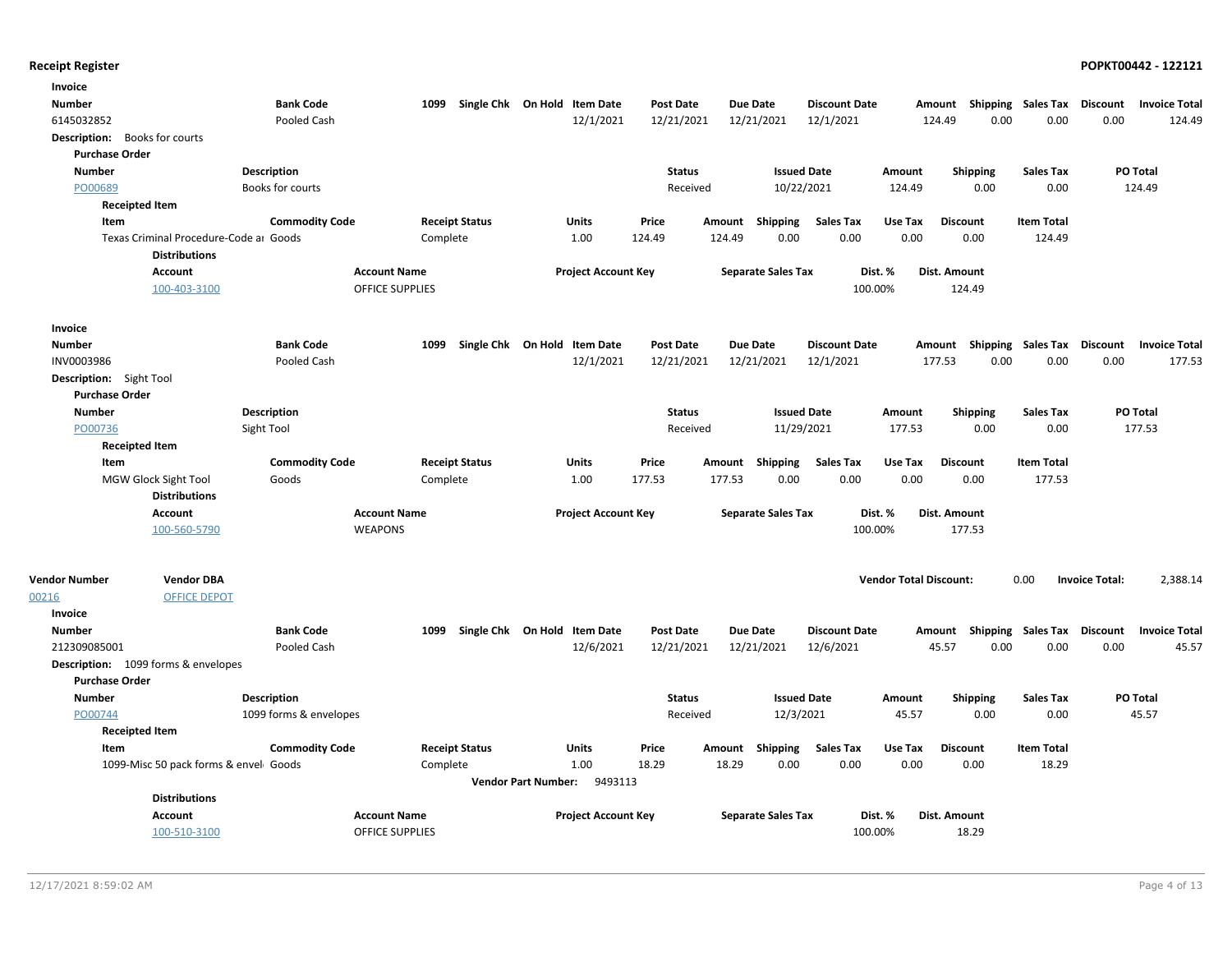**Receipt Register** | **POPKT00442 - 122121**

**Invoice**

| Number | Bank Code | 1099 | Single Chk | On Hold | Item Date | Post Date | Due Date | Discount Date | Amount | Shipping | Sales Tax | Discount | Invoice Total |
|---|---|---|---|---|---|---|---|---|---|---|---|---|---|
| 6145032852 | Pooled Cash | | | | 12/1/2021 | 12/21/2021 | 12/21/2021 | 12/1/2021 | 124.49 | 0.00 | 0.00 | 0.00 | 124.49 |

**Description:** Books for courts

**Purchase Order**

| Number | Description | Status | Issued Date | Amount | Shipping | Sales Tax | PO Total |
|---|---|---|---|---|---|---|---|
| PO00689 | Books for courts | Received | 10/22/2021 | 124.49 | 0.00 | 0.00 | 124.49 |

**Receipted Item**

| Item | Commodity Code | Receipt Status | Units | Price | Amount | Shipping | Sales Tax | Use Tax | Discount | Item Total |
|---|---|---|---|---|---|---|---|---|---|---|
| Texas Criminal Procedure-Code ar | Goods | Complete | 1.00 | 124.49 | 124.49 | 0.00 | 0.00 | 0.00 | 0.00 | 124.49 |

**Distributions**

| Account | Account Name | Project Account Key | Separate Sales Tax | Dist. % | Dist. Amount |
|---|---|---|---|---|---|
| 100-403-3100 | OFFICE SUPPLIES | | | 100.00% | 124.49 |

**Invoice**

| Number | Bank Code | 1099 | Single Chk | On Hold | Item Date | Post Date | Due Date | Discount Date | Amount | Shipping | Sales Tax | Discount | Invoice Total |
|---|---|---|---|---|---|---|---|---|---|---|---|---|---|
| INV0003986 | Pooled Cash | | | | 12/1/2021 | 12/21/2021 | 12/21/2021 | 12/1/2021 | 177.53 | 0.00 | 0.00 | 0.00 | 177.53 |

**Description:** Sight Tool

**Purchase Order**

| Number | Description | Status | Issued Date | Amount | Shipping | Sales Tax | PO Total |
|---|---|---|---|---|---|---|---|
| PO00736 | Sight Tool | Received | 11/29/2021 | 177.53 | 0.00 | 0.00 | 177.53 |

**Receipted Item**

| Item | Commodity Code | Receipt Status | Units | Price | Amount | Shipping | Sales Tax | Use Tax | Discount | Item Total |
|---|---|---|---|---|---|---|---|---|---|---|
| MGW Glock Sight Tool | Goods | Complete | 1.00 | 177.53 | 177.53 | 0.00 | 0.00 | 0.00 | 0.00 | 177.53 |

**Distributions**

| Account | Account Name | Project Account Key | Separate Sales Tax | Dist. % | Dist. Amount |
|---|---|---|---|---|---|
| 100-560-5790 | WEAPONS | | | 100.00% | 177.53 |

**Vendor Total Discount:** 0.00 **Invoice Total:** 2,388.14

| Vendor Number | Vendor DBA |
|---|---|
| 00216 | OFFICE DEPOT |

**Invoice**

| Number | Bank Code | 1099 | Single Chk | On Hold | Item Date | Post Date | Due Date | Discount Date | Amount | Shipping | Sales Tax | Discount | Invoice Total |
|---|---|---|---|---|---|---|---|---|---|---|---|---|---|
| 212309085001 | Pooled Cash | | | | 12/6/2021 | 12/21/2021 | 12/21/2021 | 12/6/2021 | 45.57 | 0.00 | 0.00 | 0.00 | 45.57 |

**Description:** 1099 forms & envelopes

**Purchase Order**

| Number | Description | Status | Issued Date | Amount | Shipping | Sales Tax | PO Total |
|---|---|---|---|---|---|---|---|
| PO00744 | 1099 forms & envelopes | Received | 12/3/2021 | 45.57 | 0.00 | 0.00 | 45.57 |

**Receipted Item**

| Item | Commodity Code | Receipt Status | Units | Price | Amount | Shipping | Sales Tax | Use Tax | Discount | Item Total |
|---|---|---|---|---|---|---|---|---|---|---|
| 1099-Misc 50 pack forms & envel | Goods | Complete | 1.00 | 18.29 | 18.29 | 0.00 | 0.00 | 0.00 | 0.00 | 18.29 |

**Vendor Part Number:** 9493113

**Distributions**

| Account | Account Name | Project Account Key | Separate Sales Tax | Dist. % | Dist. Amount |
|---|---|---|---|---|---|
| 100-510-3100 | OFFICE SUPPLIES | | | 100.00% | 18.29 |

12/17/2021 8:59:02 AM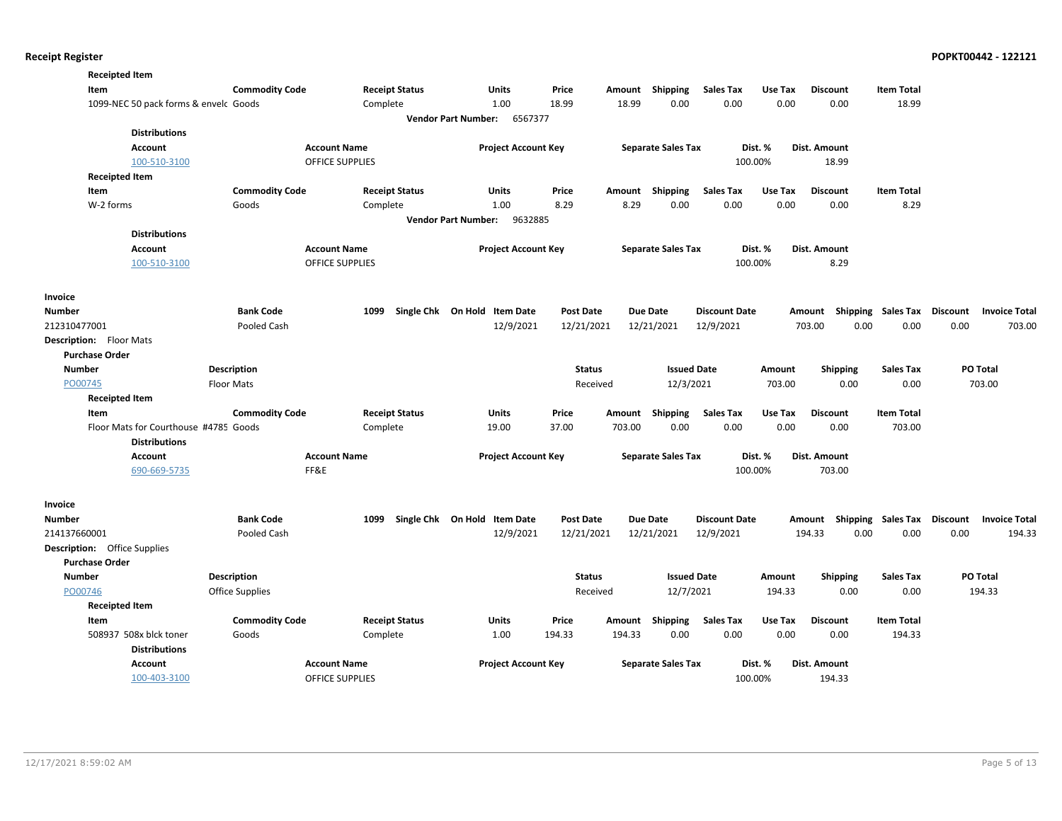**Receipted Item**

| Item | Commodity Code | Receipt Status | Units | Price | Amount | Shipping | Sales Tax | Use Tax | Discount | Item Total |
|---|---|---|---|---|---|---|---|---|---|---|
| 1099-NEC 50 pack forms & envelc | Goods | Complete | 1.00 | 18.99 | 18.99 | 0.00 | 0.00 | 0.00 | 0.00 | 18.99 |

**Vendor Part Number:** 6567377

**Distributions**

| Account | Account Name | Project Account Key | Separate Sales Tax | Dist. % | Dist. Amount |
|---|---|---|---|---|---|
| 100-510-3100 | OFFICE SUPPLIES | | | 100.00% | 18.99 |

**Receipted Item**

| Item | Commodity Code | Receipt Status | Units | Price | Amount | Shipping | Sales Tax | Use Tax | Discount | Item Total |
|---|---|---|---|---|---|---|---|---|---|---|
| W-2 forms | Goods | Complete | 1.00 | 8.29 | 8.29 | 0.00 | 0.00 | 0.00 | 0.00 | 8.29 |

**Vendor Part Number:** 9632885

**Distributions**

| Account | Account Name | Project Account Key | Separate Sales Tax | Dist. % | Dist. Amount |
|---|---|---|---|---|---|
| 100-510-3100 | OFFICE SUPPLIES | | | 100.00% | 8.29 |

**Invoice**

| Number | Bank Code | 1099 | Single Chk | On Hold | Item Date | Post Date | Due Date | Discount Date | Amount | Shipping | Sales Tax | Discount | Invoice Total |
|---|---|---|---|---|---|---|---|---|---|---|---|---|---|
| 212310477001 | Pooled Cash | | | | 12/9/2021 | 12/21/2021 | 12/21/2021 | 12/9/2021 | 703.00 | 0.00 | 0.00 | 0.00 | 703.00 |

**Description:** Floor Mats

**Purchase Order**

| Number | Description | Status | Issued Date | Amount | Shipping | Sales Tax | PO Total |
|---|---|---|---|---|---|---|---|
| PO00745 | Floor Mats | Received | 12/3/2021 | 703.00 | 0.00 | 0.00 | 703.00 |

**Receipted Item**

| Item | Commodity Code | Receipt Status | Units | Price | Amount | Shipping | Sales Tax | Use Tax | Discount | Item Total |
|---|---|---|---|---|---|---|---|---|---|---|
| Floor Mats for Courthouse #4785 | Goods | Complete | 19.00 | 37.00 | 703.00 | 0.00 | 0.00 | 0.00 | 0.00 | 703.00 |

**Distributions**

| Account | Account Name | Project Account Key | Separate Sales Tax | Dist. % | Dist. Amount |
|---|---|---|---|---|---|
| 690-669-5735 | FF&E | | | 100.00% | 703.00 |

**Invoice**

| Number | Bank Code | 1099 | Single Chk | On Hold | Item Date | Post Date | Due Date | Discount Date | Amount | Shipping | Sales Tax | Discount | Invoice Total |
|---|---|---|---|---|---|---|---|---|---|---|---|---|---|
| 214137660001 | Pooled Cash | | | | 12/9/2021 | 12/21/2021 | 12/21/2021 | 12/9/2021 | 194.33 | 0.00 | 0.00 | 0.00 | 194.33 |

**Description:** Office Supplies

**Purchase Order**

| Number | Description | Status | Issued Date | Amount | Shipping | Sales Tax | PO Total |
|---|---|---|---|---|---|---|---|
| PO00746 | Office Supplies | Received | 12/7/2021 | 194.33 | 0.00 | 0.00 | 194.33 |

**Receipted Item**

| Item | Commodity Code | Receipt Status | Units | Price | Amount | Shipping | Sales Tax | Use Tax | Discount | Item Total |
|---|---|---|---|---|---|---|---|---|---|---|
| 508937 508x blck toner | Goods | Complete | 1.00 | 194.33 | 194.33 | 0.00 | 0.00 | 0.00 | 0.00 | 194.33 |

**Distributions**

| Account | Account Name | Project Account Key | Separate Sales Tax | Dist. % | Dist. Amount |
|---|---|---|---|---|---|
| 100-403-3100 | OFFICE SUPPLIES | | | 100.00% | 194.33 |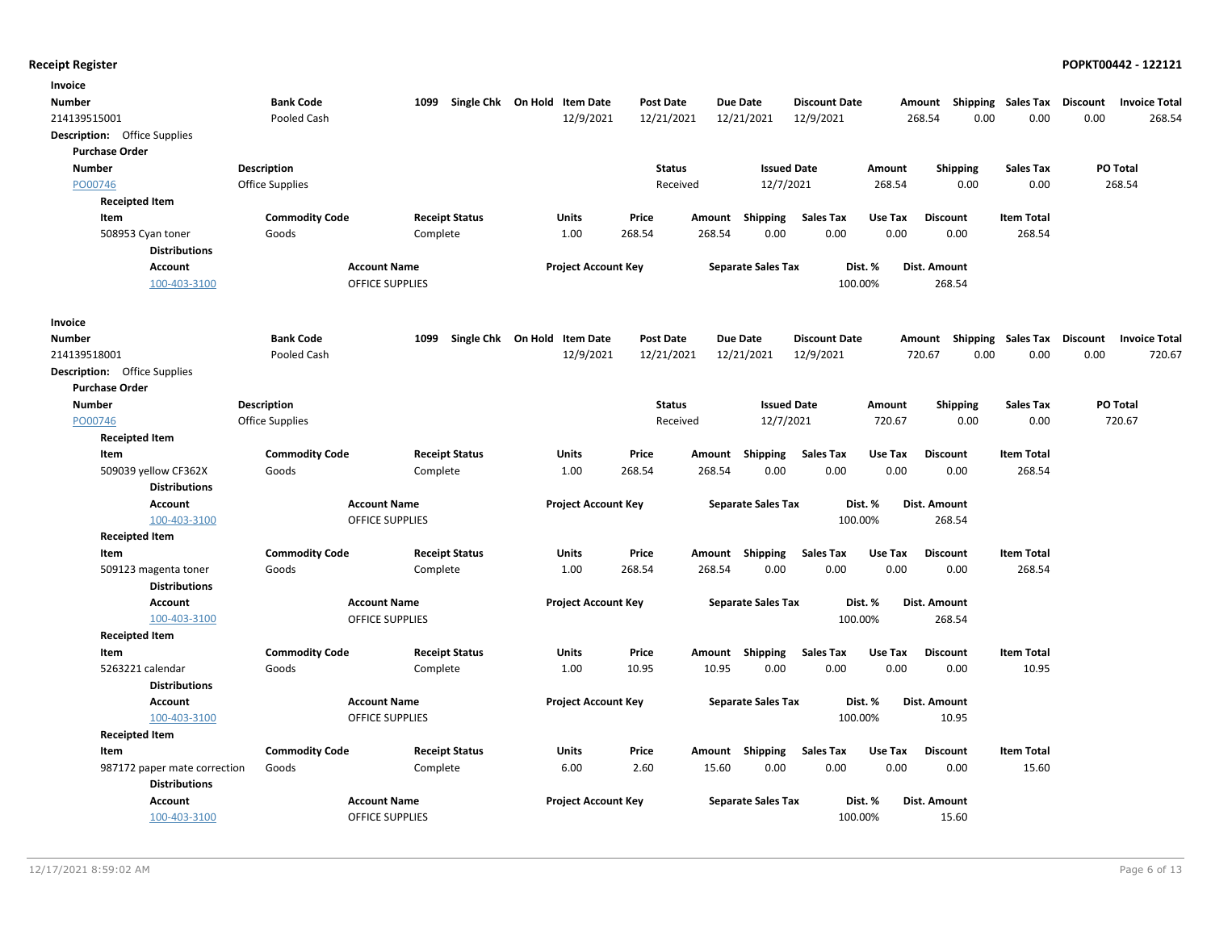# Receipt Register

**POPKT00442 - 122121**

**Invoice**

| Number | Bank Code | 1099 | Single Chk | On Hold | Item Date | Post Date | Due Date | Discount Date | Amount | Shipping | Sales Tax | Discount | Invoice Total |
|---|---|---|---|---|---|---|---|---|---|---|---|---|---|
| 214139515001 | Pooled Cash | | | | 12/9/2021 | 12/21/2021 | 12/21/2021 | 12/9/2021 | 268.54 | 0.00 | 0.00 | 0.00 | 268.54 |

**Description:** Office Supplies

**Purchase Order**

| Number | Description | Status | Issued Date | Amount | Shipping | Sales Tax | PO Total |
|---|---|---|---|---|---|---|---|
| PO00746 | Office Supplies | Received | 12/7/2021 | 268.54 | 0.00 | 0.00 | 268.54 |

**Receipted Item**

| Item | Commodity Code | Receipt Status | Units | Price | Amount | Shipping | Sales Tax | Use Tax | Discount | Item Total |
|---|---|---|---|---|---|---|---|---|---|---|
| 508953 Cyan toner | Goods | Complete | 1.00 | 268.54 | 268.54 | 0.00 | 0.00 | 0.00 | 0.00 | 268.54 |

**Distributions**

| Account | Account Name | Project Account Key | Separate Sales Tax | Dist. % | Dist. Amount |
|---|---|---|---|---|---|
| 100-403-3100 | OFFICE SUPPLIES | | | 100.00% | 268.54 |

**Invoice**

| Number | Bank Code | 1099 | Single Chk | On Hold | Item Date | Post Date | Due Date | Discount Date | Amount | Shipping | Sales Tax | Discount | Invoice Total |
|---|---|---|---|---|---|---|---|---|---|---|---|---|---|
| 214139518001 | Pooled Cash | | | | 12/9/2021 | 12/21/2021 | 12/21/2021 | 12/9/2021 | 720.67 | 0.00 | 0.00 | 0.00 | 720.67 |

**Description:** Office Supplies

**Purchase Order**

| Number | Description | Status | Issued Date | Amount | Shipping | Sales Tax | PO Total |
|---|---|---|---|---|---|---|---|
| PO00746 | Office Supplies | Received | 12/7/2021 | 720.67 | 0.00 | 0.00 | 720.67 |

**Receipted Item**

| Item | Commodity Code | Receipt Status | Units | Price | Amount | Shipping | Sales Tax | Use Tax | Discount | Item Total |
|---|---|---|---|---|---|---|---|---|---|---|
| 509039 yellow CF362X | Goods | Complete | 1.00 | 268.54 | 268.54 | 0.00 | 0.00 | 0.00 | 0.00 | 268.54 |

**Distributions**

| Account | Account Name | Project Account Key | Separate Sales Tax | Dist. % | Dist. Amount |
|---|---|---|---|---|---|
| 100-403-3100 | OFFICE SUPPLIES | | | 100.00% | 268.54 |

**Receipted Item**

| Item | Commodity Code | Receipt Status | Units | Price | Amount | Shipping | Sales Tax | Use Tax | Discount | Item Total |
|---|---|---|---|---|---|---|---|---|---|---|
| 509123 magenta toner | Goods | Complete | 1.00 | 268.54 | 268.54 | 0.00 | 0.00 | 0.00 | 0.00 | 268.54 |

**Distributions**

| Account | Account Name | Project Account Key | Separate Sales Tax | Dist. % | Dist. Amount |
|---|---|---|---|---|---|
| 100-403-3100 | OFFICE SUPPLIES | | | 100.00% | 268.54 |

**Receipted Item**

| Item | Commodity Code | Receipt Status | Units | Price | Amount | Shipping | Sales Tax | Use Tax | Discount | Item Total |
|---|---|---|---|---|---|---|---|---|---|---|
| 5263221 calendar | Goods | Complete | 1.00 | 10.95 | 10.95 | 0.00 | 0.00 | 0.00 | 0.00 | 10.95 |

**Distributions**

| Account | Account Name | Project Account Key | Separate Sales Tax | Dist. % | Dist. Amount |
|---|---|---|---|---|---|
| 100-403-3100 | OFFICE SUPPLIES | | | 100.00% | 10.95 |

**Receipted Item**

| Item | Commodity Code | Receipt Status | Units | Price | Amount | Shipping | Sales Tax | Use Tax | Discount | Item Total |
|---|---|---|---|---|---|---|---|---|---|---|
| 987172 paper mate correction | Goods | Complete | 6.00 | 2.60 | 15.60 | 0.00 | 0.00 | 0.00 | 0.00 | 15.60 |

**Distributions**

| Account | Account Name | Project Account Key | Separate Sales Tax | Dist. % | Dist. Amount |
|---|---|---|---|---|---|
| 100-403-3100 | OFFICE SUPPLIES | | | 100.00% | 15.60 |

12/17/2021 8:59:02 AM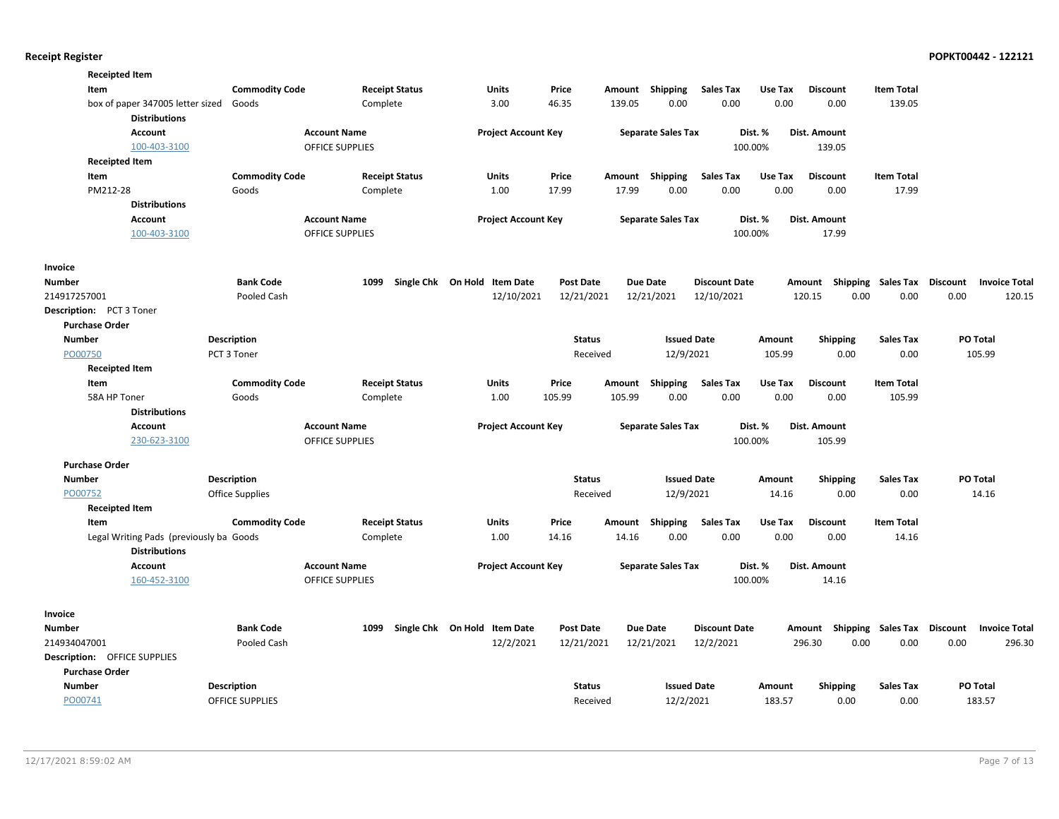**Receipted Item**

| Item | Commodity Code | Receipt Status | Units | Price | Amount | Shipping | Sales Tax | Use Tax | Discount | Item Total |
|---|---|---|---|---|---|---|---|---|---|---|
| box of paper 347005 letter sized | Goods | Complete | 3.00 | 46.35 | 139.05 | 0.00 | 0.00 | 0.00 | 0.00 | 139.05 |

**Distributions**

| Account | Account Name | Project Account Key | Separate Sales Tax | Dist. % | Dist. Amount |
|---|---|---|---|---|---|
| 100-403-3100 | OFFICE SUPPLIES | | | 100.00% | 139.05 |

**Receipted Item**

| Item | Commodity Code | Receipt Status | Units | Price | Amount | Shipping | Sales Tax | Use Tax | Discount | Item Total |
|---|---|---|---|---|---|---|---|---|---|---|
| PM212-28 | Goods | Complete | 1.00 | 17.99 | 17.99 | 0.00 | 0.00 | 0.00 | 0.00 | 17.99 |

**Distributions**

| Account | Account Name | Project Account Key | Separate Sales Tax | Dist. % | Dist. Amount |
|---|---|---|---|---|---|
| 100-403-3100 | OFFICE SUPPLIES | | | 100.00% | 17.99 |

**Invoice**

| Number | Bank Code | 1099 | Single Chk | On Hold | Item Date | Post Date | Due Date | Discount Date | Amount | Shipping | Sales Tax | Discount | Invoice Total |
|---|---|---|---|---|---|---|---|---|---|---|---|---|---|
| 214917257001 | Pooled Cash | | | | 12/10/2021 | 12/21/2021 | 12/21/2021 | 12/10/2021 | 120.15 | 0.00 | 0.00 | 0.00 | 120.15 |

**Description:** PCT 3 Toner

**Purchase Order**

| Number | Description | Status | Issued Date | Amount | Shipping | Sales Tax | PO Total |
|---|---|---|---|---|---|---|---|
| PO00750 | PCT 3 Toner | Received | 12/9/2021 | 105.99 | 0.00 | 0.00 | 105.99 |

**Receipted Item**

| Item | Commodity Code | Receipt Status | Units | Price | Amount | Shipping | Sales Tax | Use Tax | Discount | Item Total |
|---|---|---|---|---|---|---|---|---|---|---|
| 58A HP Toner | Goods | Complete | 1.00 | 105.99 | 105.99 | 0.00 | 0.00 | 0.00 | 0.00 | 105.99 |

**Distributions**

| Account | Account Name | Project Account Key | Separate Sales Tax | Dist. % | Dist. Amount |
|---|---|---|---|---|---|
| 230-623-3100 | OFFICE SUPPLIES | | | 100.00% | 105.99 |

**Purchase Order**

| Number | Description | Status | Issued Date | Amount | Shipping | Sales Tax | PO Total |
|---|---|---|---|---|---|---|---|
| PO00752 | Office Supplies | Received | 12/9/2021 | 14.16 | 0.00 | 0.00 | 14.16 |

**Receipted Item**

| Item | Commodity Code | Receipt Status | Units | Price | Amount | Shipping | Sales Tax | Use Tax | Discount | Item Total |
|---|---|---|---|---|---|---|---|---|---|---|
| Legal Writing Pads (previously ba | Goods | Complete | 1.00 | 14.16 | 14.16 | 0.00 | 0.00 | 0.00 | 0.00 | 14.16 |

**Distributions**

| Account | Account Name | Project Account Key | Separate Sales Tax | Dist. % | Dist. Amount |
|---|---|---|---|---|---|
| 160-452-3100 | OFFICE SUPPLIES | | | 100.00% | 14.16 |

**Invoice**

| Number | Bank Code | 1099 | Single Chk | On Hold | Item Date | Post Date | Due Date | Discount Date | Amount | Shipping | Sales Tax | Discount | Invoice Total |
|---|---|---|---|---|---|---|---|---|---|---|---|---|---|
| 214934047001 | Pooled Cash | | | | 12/2/2021 | 12/21/2021 | 12/21/2021 | 12/2/2021 | 296.30 | 0.00 | 0.00 | 0.00 | 296.30 |

**Description:** OFFICE SUPPLIES

**Purchase Order**

| Number | Description | Status | Issued Date | Amount | Shipping | Sales Tax | PO Total |
|---|---|---|---|---|---|---|---|
| PO00741 | OFFICE SUPPLIES | Received | 12/2/2021 | 183.57 | 0.00 | 0.00 | 183.57 |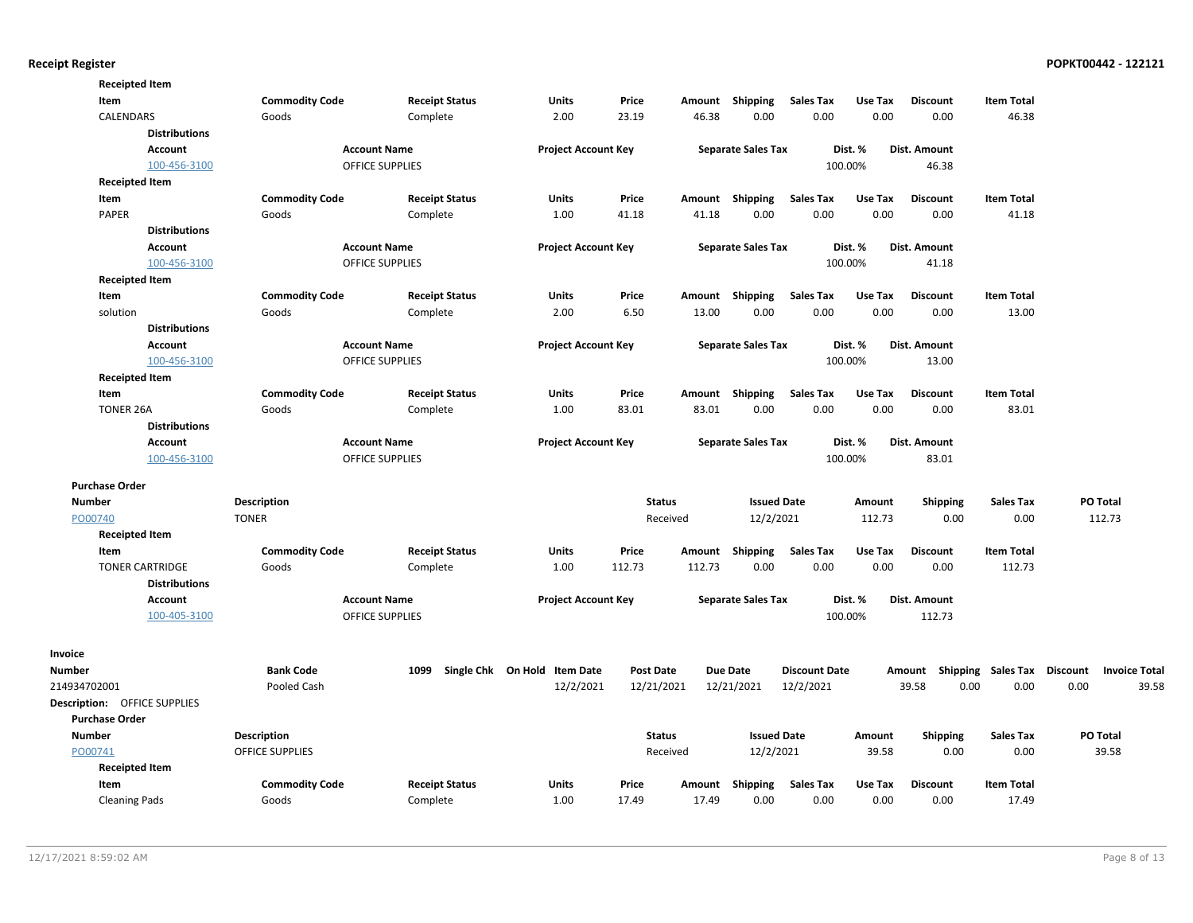**Receipted Item**

| Item | Commodity Code | Receipt Status | Units | Price | Amount | Shipping | Sales Tax | Use Tax | Discount | Item Total |
|---|---|---|---|---|---|---|---|---|---|---|
| CALENDARS | Goods | Complete | 2.00 | 23.19 | 46.38 | 0.00 | 0.00 | 0.00 | 0.00 | 46.38 |

**Distributions**

| Account | Account Name | Project Account Key | Separate Sales Tax | Dist. % | Dist. Amount |
|---|---|---|---|---|---|
| 100-456-3100 | OFFICE SUPPLIES | | | 100.00% | 46.38 |

**Receipted Item**

| Item | Commodity Code | Receipt Status | Units | Price | Amount | Shipping | Sales Tax | Use Tax | Discount | Item Total |
|---|---|---|---|---|---|---|---|---|---|---|
| PAPER | Goods | Complete | 1.00 | 41.18 | 41.18 | 0.00 | 0.00 | 0.00 | 0.00 | 41.18 |

**Distributions**

| Account | Account Name | Project Account Key | Separate Sales Tax | Dist. % | Dist. Amount |
|---|---|---|---|---|---|
| 100-456-3100 | OFFICE SUPPLIES | | | 100.00% | 41.18 |

**Receipted Item**

| Item | Commodity Code | Receipt Status | Units | Price | Amount | Shipping | Sales Tax | Use Tax | Discount | Item Total |
|---|---|---|---|---|---|---|---|---|---|---|
| solution | Goods | Complete | 2.00 | 6.50 | 13.00 | 0.00 | 0.00 | 0.00 | 0.00 | 13.00 |

**Distributions**

| Account | Account Name | Project Account Key | Separate Sales Tax | Dist. % | Dist. Amount |
|---|---|---|---|---|---|
| 100-456-3100 | OFFICE SUPPLIES | | | 100.00% | 13.00 |

**Receipted Item**

| Item | Commodity Code | Receipt Status | Units | Price | Amount | Shipping | Sales Tax | Use Tax | Discount | Item Total |
|---|---|---|---|---|---|---|---|---|---|---|
| TONER 26A | Goods | Complete | 1.00 | 83.01 | 83.01 | 0.00 | 0.00 | 0.00 | 0.00 | 83.01 |

**Distributions**

| Account | Account Name | Project Account Key | Separate Sales Tax | Dist. % | Dist. Amount |
|---|---|---|---|---|---|
| 100-456-3100 | OFFICE SUPPLIES | | | 100.00% | 83.01 |

**Purchase Order**

| Number | Description | Status | Issued Date | Amount | Shipping | Sales Tax | PO Total |
|---|---|---|---|---|---|---|---|
| PO00740 | TONER | Received | 12/2/2021 | 112.73 | 0.00 | 0.00 | 112.73 |

**Receipted Item**

| Item | Commodity Code | Receipt Status | Units | Price | Amount | Shipping | Sales Tax | Use Tax | Discount | Item Total |
|---|---|---|---|---|---|---|---|---|---|---|
| TONER CARTRIDGE | Goods | Complete | 1.00 | 112.73 | 112.73 | 0.00 | 0.00 | 0.00 | 0.00 | 112.73 |

**Distributions**

| Account | Account Name | Project Account Key | Separate Sales Tax | Dist. % | Dist. Amount |
|---|---|---|---|---|---|
| 100-405-3100 | OFFICE SUPPLIES | | | 100.00% | 112.73 |

**Invoice**

| Number | Bank Code | 1099 | Single Chk | On Hold | Item Date | Post Date | Due Date | Discount Date | Amount | Shipping | Sales Tax | Discount | Invoice Total |
|---|---|---|---|---|---|---|---|---|---|---|---|---|---|
| 214934702001 | Pooled Cash | | | | 12/2/2021 | 12/21/2021 | 12/21/2021 | 12/2/2021 | 39.58 | 0.00 | 0.00 | 0.00 | 39.58 |

**Description:** OFFICE SUPPLIES

**Purchase Order**

| Number | Description | Status | Issued Date | Amount | Shipping | Sales Tax | PO Total |
|---|---|---|---|---|---|---|---|
| PO00741 | OFFICE SUPPLIES | Received | 12/2/2021 | 39.58 | 0.00 | 0.00 | 39.58 |

**Receipted Item**

| Item | Commodity Code | Receipt Status | Units | Price | Amount | Shipping | Sales Tax | Use Tax | Discount | Item Total |
|---|---|---|---|---|---|---|---|---|---|---|
| Cleaning Pads | Goods | Complete | 1.00 | 17.49 | 17.49 | 0.00 | 0.00 | 0.00 | 0.00 | 17.49 |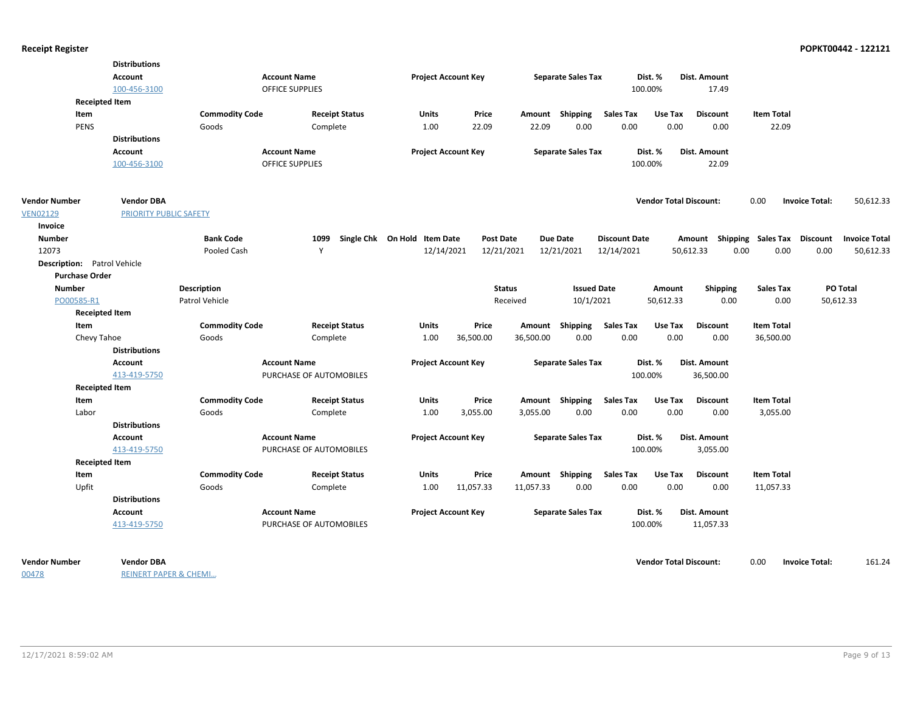**Distributions**

| Account | Account Name | Project Account Key | Separate Sales Tax | Dist. % | Dist. Amount |
|---|---|---|---|---|---|
| 100-456-3100 | OFFICE SUPPLIES | | | 100.00% | 17.49 |

**Receipted Item**

| Item | Commodity Code | Receipt Status | Units | Price | Amount | Shipping | Sales Tax | Use Tax | Discount | Item Total |
|---|---|---|---|---|---|---|---|---|---|---|
| PENS | Goods | Complete | 1.00 | 22.09 | 22.09 | 0.00 | 0.00 | 0.00 | 0.00 | 22.09 |

**Distributions**

| Account | Account Name | Project Account Key | Separate Sales Tax | Dist. % | Dist. Amount |
|---|---|---|---|---|---|
| 100-456-3100 | OFFICE SUPPLIES | | | 100.00% | 22.09 |

| Vendor Number | Vendor DBA | Vendor Total Discount: | | Invoice Total: | |
|---|---|---|---|---|---|
| VEN02129 | PRIORITY PUBLIC SAFETY | | 0.00 | | 50,612.33 |

**Invoice**

| Number | Bank Code | 1099 | Single Chk | On Hold | Item Date | Post Date | Due Date | Discount Date | Amount | Shipping | Sales Tax | Discount | Invoice Total |
|---|---|---|---|---|---|---|---|---|---|---|---|---|---|
| 12073 | Pooled Cash | Y | | | 12/14/2021 | 12/21/2021 | 12/21/2021 | 12/14/2021 | 50,612.33 | 0.00 | 0.00 | 0.00 | 50,612.33 |

**Description:** Patrol Vehicle

**Purchase Order**

| Number | Description | Status | Issued Date | Amount | Shipping | Sales Tax | PO Total |
|---|---|---|---|---|---|---|---|
| PO00585-R1 | Patrol Vehicle | Received | 10/1/2021 | 50,612.33 | 0.00 | 0.00 | 50,612.33 |

**Receipted Item**

| Item | Commodity Code | Receipt Status | Units | Price | Amount | Shipping | Sales Tax | Use Tax | Discount | Item Total |
|---|---|---|---|---|---|---|---|---|---|---|
| Chevy Tahoe | Goods | Complete | 1.00 | 36,500.00 | 36,500.00 | 0.00 | 0.00 | 0.00 | 0.00 | 36,500.00 |

**Distributions**

| Account | Account Name | Project Account Key | Separate Sales Tax | Dist. % | Dist. Amount |
|---|---|---|---|---|---|
| 413-419-5750 | PURCHASE OF AUTOMOBILES | | | 100.00% | 36,500.00 |

**Receipted Item**

| Item | Commodity Code | Receipt Status | Units | Price | Amount | Shipping | Sales Tax | Use Tax | Discount | Item Total |
|---|---|---|---|---|---|---|---|---|---|---|
| Labor | Goods | Complete | 1.00 | 3,055.00 | 3,055.00 | 0.00 | 0.00 | 0.00 | 0.00 | 3,055.00 |

**Distributions**

| Account | Account Name | Project Account Key | Separate Sales Tax | Dist. % | Dist. Amount |
|---|---|---|---|---|---|
| 413-419-5750 | PURCHASE OF AUTOMOBILES | | | 100.00% | 3,055.00 |

**Receipted Item**

| Item | Commodity Code | Receipt Status | Units | Price | Amount | Shipping | Sales Tax | Use Tax | Discount | Item Total |
|---|---|---|---|---|---|---|---|---|---|---|
| Upfit | Goods | Complete | 1.00 | 11,057.33 | 11,057.33 | 0.00 | 0.00 | 0.00 | 0.00 | 11,057.33 |

**Distributions**

| Account | Account Name | Project Account Key | Separate Sales Tax | Dist. % | Dist. Amount |
|---|---|---|---|---|---|
| 413-419-5750 | PURCHASE OF AUTOMOBILES | | | 100.00% | 11,057.33 |

| Vendor Number | Vendor DBA | Vendor Total Discount: | | Invoice Total: | |
|---|---|---|---|---|---|
| 00478 | REINERT PAPER & CHEMI... | | 0.00 | | 161.24 |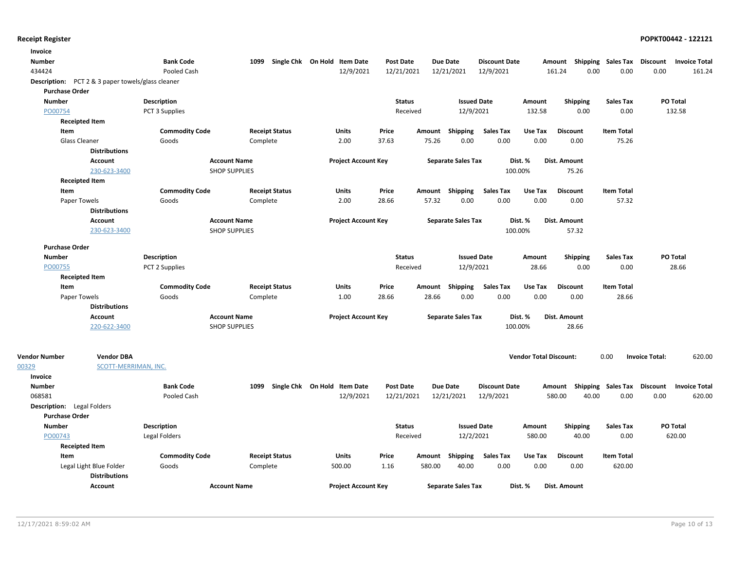**Receipt Register** — POPKT00442 - 122121

**Invoice**

| Number | Bank Code | 1099 | Single Chk | On Hold | Item Date | Post Date | Due Date | Discount Date | Amount | Shipping | Sales Tax | Discount | Invoice Total |
|---|---|---|---|---|---|---|---|---|---|---|---|---|---|
| 434424 | Pooled Cash | | | | 12/9/2021 | 12/21/2021 | 12/21/2021 | 12/9/2021 | 161.24 | 0.00 | 0.00 | 0.00 | 161.24 |

**Description:** PCT 2 & 3 paper towels/glass cleaner

**Purchase Order**

| Number | Description | Status | Issued Date | Amount | Shipping | Sales Tax | PO Total |
|---|---|---|---|---|---|---|---|
| PO00754 | PCT 3 Supplies | Received | 12/9/2021 | 132.58 | 0.00 | 0.00 | 132.58 |

**Receipted Item**

| Item | Commodity Code | Receipt Status | Units | Price | Amount | Shipping | Sales Tax | Use Tax | Discount | Item Total |
|---|---|---|---|---|---|---|---|---|---|---|
| Glass Cleaner | Goods | Complete | 2.00 | 37.63 | 75.26 | 0.00 | 0.00 | 0.00 | 0.00 | 75.26 |

**Distributions**

| Account | Account Name | Project Account Key | Separate Sales Tax | Dist. % | Dist. Amount |
|---|---|---|---|---|---|
| 230-623-3400 | SHOP SUPPLIES | | | 100.00% | 75.26 |

**Receipted Item**

| Item | Commodity Code | Receipt Status | Units | Price | Amount | Shipping | Sales Tax | Use Tax | Discount | Item Total |
|---|---|---|---|---|---|---|---|---|---|---|
| Paper Towels | Goods | Complete | 2.00 | 28.66 | 57.32 | 0.00 | 0.00 | 0.00 | 0.00 | 57.32 |

**Distributions**

| Account | Account Name | Project Account Key | Separate Sales Tax | Dist. % | Dist. Amount |
|---|---|---|---|---|---|
| 230-623-3400 | SHOP SUPPLIES | | | 100.00% | 57.32 |

**Purchase Order**

| Number | Description | Status | Issued Date | Amount | Shipping | Sales Tax | PO Total |
|---|---|---|---|---|---|---|---|
| PO00755 | PCT 2 Supplies | Received | 12/9/2021 | 28.66 | 0.00 | 0.00 | 28.66 |

**Receipted Item**

| Item | Commodity Code | Receipt Status | Units | Price | Amount | Shipping | Sales Tax | Use Tax | Discount | Item Total |
|---|---|---|---|---|---|---|---|---|---|---|
| Paper Towels | Goods | Complete | 1.00 | 28.66 | 28.66 | 0.00 | 0.00 | 0.00 | 0.00 | 28.66 |

**Distributions**

| Account | Account Name | Project Account Key | Separate Sales Tax | Dist. % | Dist. Amount |
|---|---|---|---|---|---|
| 220-622-3400 | SHOP SUPPLIES | | | 100.00% | 28.66 |

| Vendor Number | Vendor DBA | Vendor Total Discount: | Invoice Total: |
|---|---|---|---|
| 00329 | SCOTT-MERRIMAN, INC. | 0.00 | 620.00 |

**Invoice**

| Number | Bank Code | 1099 | Single Chk | On Hold | Item Date | Post Date | Due Date | Discount Date | Amount | Shipping | Sales Tax | Discount | Invoice Total |
|---|---|---|---|---|---|---|---|---|---|---|---|---|---|
| 068581 | Pooled Cash | | | | 12/9/2021 | 12/21/2021 | 12/21/2021 | 12/9/2021 | 580.00 | 40.00 | 0.00 | 0.00 | 620.00 |

**Description:** Legal Folders

**Purchase Order**

| Number | Description | Status | Issued Date | Amount | Shipping | Sales Tax | PO Total |
|---|---|---|---|---|---|---|---|
| PO00743 | Legal Folders | Received | 12/2/2021 | 580.00 | 40.00 | 0.00 | 620.00 |

**Receipted Item**

| Item | Commodity Code | Receipt Status | Units | Price | Amount | Shipping | Sales Tax | Use Tax | Discount | Item Total |
|---|---|---|---|---|---|---|---|---|---|---|
| Legal Light Blue Folder | Goods | Complete | 500.00 | 1.16 | 580.00 | 40.00 | 0.00 | 0.00 | 0.00 | 620.00 |

**Distributions**

| Account | Account Name | Project Account Key | Separate Sales Tax | Dist. % | Dist. Amount |
|---|---|---|---|---|---|

12/17/2021 8:59:02 AM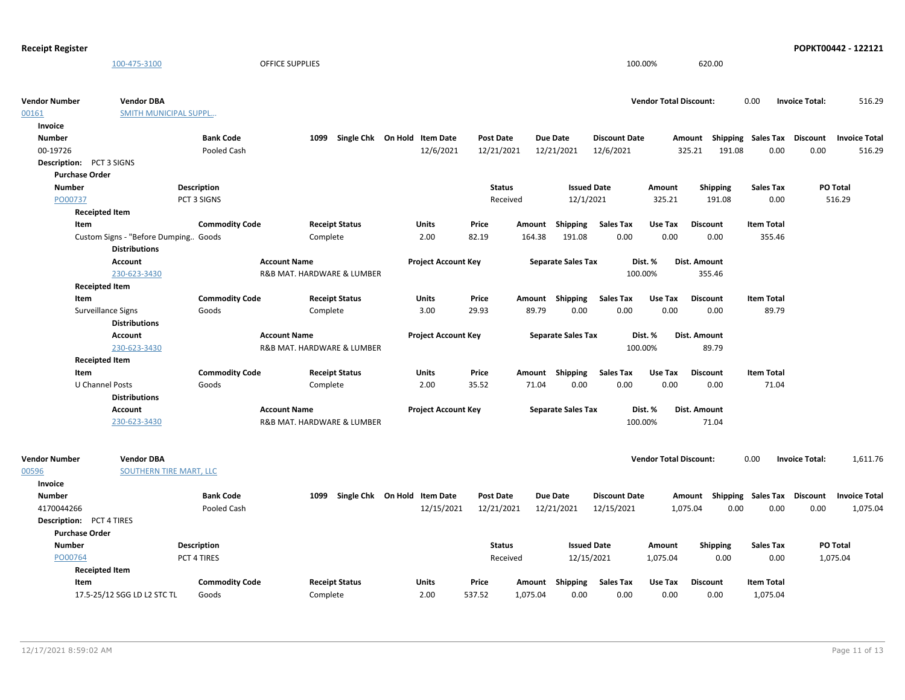| | Account | Account Name | | | Dist. % | Dist. Amount |
|---|---|---|---|---|---|---|
| | 100-475-3100 | OFFICE SUPPLIES | | | 100.00% | 620.00 |

**Vendor Number** 00161 **Vendor DBA** SMITH MUNICIPAL SUPPL... **Vendor Total Discount:** 0.00 **Invoice Total:** 516.29

**Invoice**

| Number | Bank Code | 1099 | Single Chk | On Hold | Item Date | Post Date | Due Date | Discount Date | Amount | Shipping | Sales Tax | Discount | Invoice Total |
|---|---|---|---|---|---|---|---|---|---|---|---|---|---|
| 00-19726 | Pooled Cash | | | | 12/6/2021 | 12/21/2021 | 12/21/2021 | 12/6/2021 | 325.21 | 191.08 | 0.00 | 0.00 | 516.29 |

**Description:** PCT 3 SIGNS

**Purchase Order**

| Number | Description | Status | Issued Date | Amount | Shipping | Sales Tax | PO Total |
|---|---|---|---|---|---|---|---|
| PO00737 | PCT 3 SIGNS | Received | 12/1/2021 | 325.21 | 191.08 | 0.00 | 516.29 |

**Receipted Item**

| Item | Commodity Code | Receipt Status | Units | Price | Amount | Shipping | Sales Tax | Use Tax | Discount | Item Total |
|---|---|---|---|---|---|---|---|---|---|---|
| Custom Signs - "Before Dumping.. | Goods | Complete | 2.00 | 82.19 | 164.38 | 191.08 | 0.00 | 0.00 | 0.00 | 355.46 |

**Distributions**

| Account | Account Name | Project Account Key | Separate Sales Tax | Dist. % | Dist. Amount |
|---|---|---|---|---|---|
| 230-623-3430 | R&B MAT. HARDWARE & LUMBER | | | 100.00% | 355.46 |

**Receipted Item**

| Item | Commodity Code | Receipt Status | Units | Price | Amount | Shipping | Sales Tax | Use Tax | Discount | Item Total |
|---|---|---|---|---|---|---|---|---|---|---|
| Surveillance Signs | Goods | Complete | 3.00 | 29.93 | 89.79 | 0.00 | 0.00 | 0.00 | 0.00 | 89.79 |

**Distributions**

| Account | Account Name | Project Account Key | Separate Sales Tax | Dist. % | Dist. Amount |
|---|---|---|---|---|---|
| 230-623-3430 | R&B MAT. HARDWARE & LUMBER | | | 100.00% | 89.79 |

**Receipted Item**

| Item | Commodity Code | Receipt Status | Units | Price | Amount | Shipping | Sales Tax | Use Tax | Discount | Item Total |
|---|---|---|---|---|---|---|---|---|---|---|
| U Channel Posts | Goods | Complete | 2.00 | 35.52 | 71.04 | 0.00 | 0.00 | 0.00 | 0.00 | 71.04 |

**Distributions**

| Account | Account Name | Project Account Key | Separate Sales Tax | Dist. % | Dist. Amount |
|---|---|---|---|---|---|
| 230-623-3430 | R&B MAT. HARDWARE & LUMBER | | | 100.00% | 71.04 |

**Vendor Number** 00596 **Vendor DBA** SOUTHERN TIRE MART, LLC **Vendor Total Discount:** 0.00 **Invoice Total:** 1,611.76

**Invoice**

| Number | Bank Code | 1099 | Single Chk | On Hold | Item Date | Post Date | Due Date | Discount Date | Amount | Shipping | Sales Tax | Discount | Invoice Total |
|---|---|---|---|---|---|---|---|---|---|---|---|---|---|
| 4170044266 | Pooled Cash | | | | 12/15/2021 | 12/21/2021 | 12/21/2021 | 12/15/2021 | 1,075.04 | 0.00 | 0.00 | 0.00 | 1,075.04 |

**Description:** PCT 4 TIRES

**Purchase Order**

| Number | Description | Status | Issued Date | Amount | Shipping | Sales Tax | PO Total |
|---|---|---|---|---|---|---|---|
| PO00764 | PCT 4 TIRES | Received | 12/15/2021 | 1,075.04 | 0.00 | 0.00 | 1,075.04 |

**Receipted Item**

| Item | Commodity Code | Receipt Status | Units | Price | Amount | Shipping | Sales Tax | Use Tax | Discount | Item Total |
|---|---|---|---|---|---|---|---|---|---|---|
| 17.5-25/12 SGG LD L2 STC TL | Goods | Complete | 2.00 | 537.52 | 1,075.04 | 0.00 | 0.00 | 0.00 | 0.00 | 1,075.04 |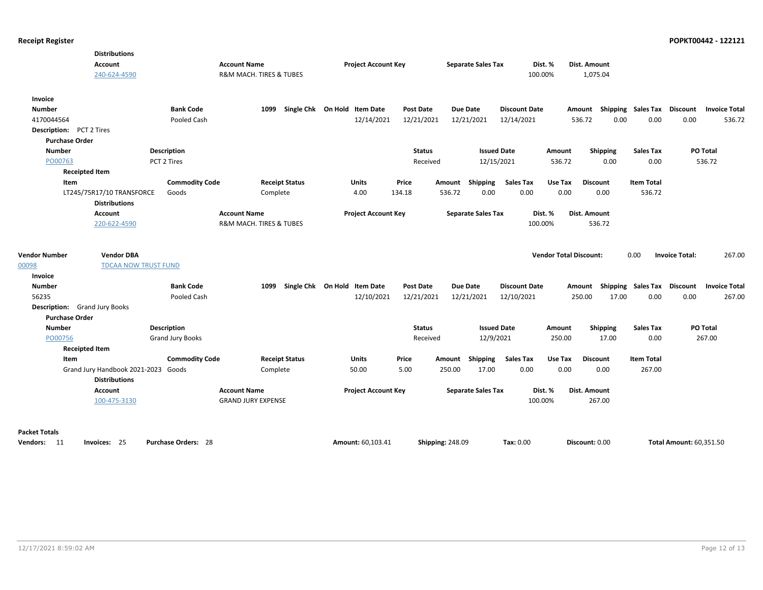**Distributions**

| Account | Account Name | Project Account Key | Separate Sales Tax | Dist. % | Dist. Amount |
|---|---|---|---|---|---|
| 240-624-4590 | R&M MACH. TIRES & TUBES | | | 100.00% | 1,075.04 |

**Invoice**

| Number | Bank Code | 1099 | Single Chk | On Hold | Item Date | Post Date | Due Date | Discount Date | Amount | Shipping | Sales Tax | Discount | Invoice Total |
|---|---|---|---|---|---|---|---|---|---|---|---|---|---|
| 4170044564 | Pooled Cash | | | | 12/14/2021 | 12/21/2021 | 12/21/2021 | 12/14/2021 | 536.72 | 0.00 | 0.00 | 0.00 | 536.72 |

**Description:** PCT 2 Tires

**Purchase Order**

| Number | Description | Status | Issued Date | Amount | Shipping | Sales Tax | PO Total |
|---|---|---|---|---|---|---|---|
| PO00763 | PCT 2 Tires | Received | 12/15/2021 | 536.72 | 0.00 | 0.00 | 536.72 |

**Receipted Item**

| Item | Commodity Code | Receipt Status | Units | Price | Amount | Shipping | Sales Tax | Use Tax | Discount | Item Total |
|---|---|---|---|---|---|---|---|---|---|---|
| LT245/75R17/10 TRANSFORCE | Goods | Complete | 4.00 | 134.18 | 536.72 | 0.00 | 0.00 | 0.00 | 0.00 | 536.72 |

**Distributions**

| Account | Account Name | Project Account Key | Separate Sales Tax | Dist. % | Dist. Amount |
|---|---|---|---|---|---|
| 220-622-4590 | R&M MACH. TIRES & TUBES | | | 100.00% | 536.72 |

| Vendor Number | Vendor DBA | Vendor Total Discount: | 0.00 | Invoice Total: | 267.00 |
|---|---|---|---|---|---|
| 00098 | TDCAA NOW TRUST FUND | | | | |

**Invoice**

| Number | Bank Code | 1099 | Single Chk | On Hold | Item Date | Post Date | Due Date | Discount Date | Amount | Shipping | Sales Tax | Discount | Invoice Total |
|---|---|---|---|---|---|---|---|---|---|---|---|---|---|
| 56235 | Pooled Cash | | | | 12/10/2021 | 12/21/2021 | 12/21/2021 | 12/10/2021 | 250.00 | 17.00 | 0.00 | 0.00 | 267.00 |

**Description:** Grand Jury Books

**Purchase Order**

| Number | Description | Status | Issued Date | Amount | Shipping | Sales Tax | PO Total |
|---|---|---|---|---|---|---|---|
| PO00756 | Grand Jury Books | Received | 12/9/2021 | 250.00 | 17.00 | 0.00 | 267.00 |

**Receipted Item**

| Item | Commodity Code | Receipt Status | Units | Price | Amount | Shipping | Sales Tax | Use Tax | Discount | Item Total |
|---|---|---|---|---|---|---|---|---|---|---|
| Grand Jury Handbook 2021-2023 | Goods | Complete | 50.00 | 5.00 | 250.00 | 17.00 | 0.00 | 0.00 | 0.00 | 267.00 |

**Distributions**

| Account | Account Name | Project Account Key | Separate Sales Tax | Dist. % | Dist. Amount |
|---|---|---|---|---|---|
| 100-475-3130 | GRAND JURY EXPENSE | | | 100.00% | 267.00 |

**Packet Totals**

| Vendors: | Invoices: | Purchase Orders: | Amount: | Shipping: | Tax: | Discount: | Total Amount: |
|---|---|---|---|---|---|---|---|
| 11 | 25 | 28 | 60,103.41 | 248.09 | 0.00 | 0.00 | 60,351.50 |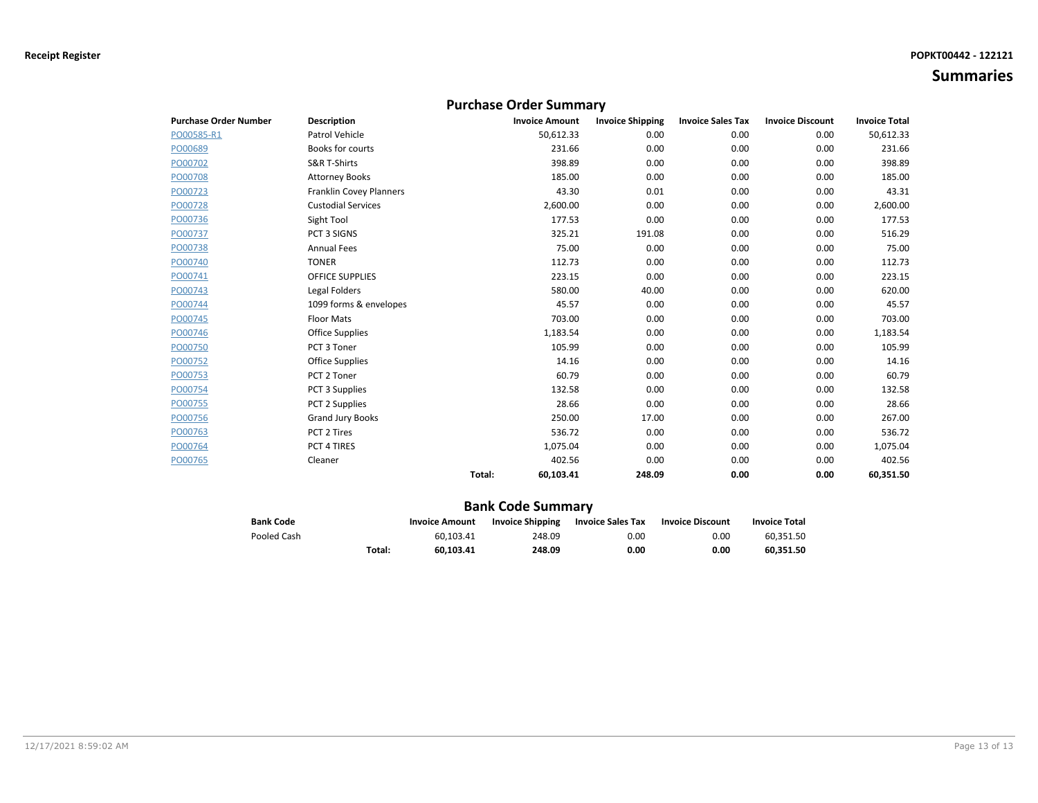Receipt Register

POPKT00442 - 122121

# Summaries

## Purchase Order Summary

| Purchase Order Number | Description | | Invoice Amount | Invoice Shipping | Invoice Sales Tax | Invoice Discount | Invoice Total |
|---|---|---|---|---|---|---|---|
| PO00585-R1 | Patrol Vehicle | | 50,612.33 | 0.00 | 0.00 | 0.00 | 50,612.33 |
| PO00689 | Books for courts | | 231.66 | 0.00 | 0.00 | 0.00 | 231.66 |
| PO00702 | S&R T-Shirts | | 398.89 | 0.00 | 0.00 | 0.00 | 398.89 |
| PO00708 | Attorney Books | | 185.00 | 0.00 | 0.00 | 0.00 | 185.00 |
| PO00723 | Franklin Covey Planners | | 43.30 | 0.01 | 0.00 | 0.00 | 43.31 |
| PO00728 | Custodial Services | | 2,600.00 | 0.00 | 0.00 | 0.00 | 2,600.00 |
| PO00736 | Sight Tool | | 177.53 | 0.00 | 0.00 | 0.00 | 177.53 |
| PO00737 | PCT 3 SIGNS | | 325.21 | 191.08 | 0.00 | 0.00 | 516.29 |
| PO00738 | Annual Fees | | 75.00 | 0.00 | 0.00 | 0.00 | 75.00 |
| PO00740 | TONER | | 112.73 | 0.00 | 0.00 | 0.00 | 112.73 |
| PO00741 | OFFICE SUPPLIES | | 223.15 | 0.00 | 0.00 | 0.00 | 223.15 |
| PO00743 | Legal Folders | | 580.00 | 40.00 | 0.00 | 0.00 | 620.00 |
| PO00744 | 1099 forms & envelopes | | 45.57 | 0.00 | 0.00 | 0.00 | 45.57 |
| PO00745 | Floor Mats | | 703.00 | 0.00 | 0.00 | 0.00 | 703.00 |
| PO00746 | Office Supplies | | 1,183.54 | 0.00 | 0.00 | 0.00 | 1,183.54 |
| PO00750 | PCT 3 Toner | | 105.99 | 0.00 | 0.00 | 0.00 | 105.99 |
| PO00752 | Office Supplies | | 14.16 | 0.00 | 0.00 | 0.00 | 14.16 |
| PO00753 | PCT 2 Toner | | 60.79 | 0.00 | 0.00 | 0.00 | 60.79 |
| PO00754 | PCT 3 Supplies | | 132.58 | 0.00 | 0.00 | 0.00 | 132.58 |
| PO00755 | PCT 2 Supplies | | 28.66 | 0.00 | 0.00 | 0.00 | 28.66 |
| PO00756 | Grand Jury Books | | 250.00 | 17.00 | 0.00 | 0.00 | 267.00 |
| PO00763 | PCT 2 Tires | | 536.72 | 0.00 | 0.00 | 0.00 | 536.72 |
| PO00764 | PCT 4 TIRES | | 1,075.04 | 0.00 | 0.00 | 0.00 | 1,075.04 |
| PO00765 | Cleaner | | 402.56 | 0.00 | 0.00 | 0.00 | 402.56 |
| | | **Total:** | **60,103.41** | **248.09** | **0.00** | **0.00** | **60,351.50** |

## Bank Code Summary

| Bank Code | | Invoice Amount | Invoice Shipping | Invoice Sales Tax | Invoice Discount | Invoice Total |
|---|---|---|---|---|---|---|
| Pooled Cash | | 60,103.41 | 248.09 | 0.00 | 0.00 | 60,351.50 |
| | **Total:** | **60,103.41** | **248.09** | **0.00** | **0.00** | **60,351.50** |

12/17/2021 8:59:02 AM